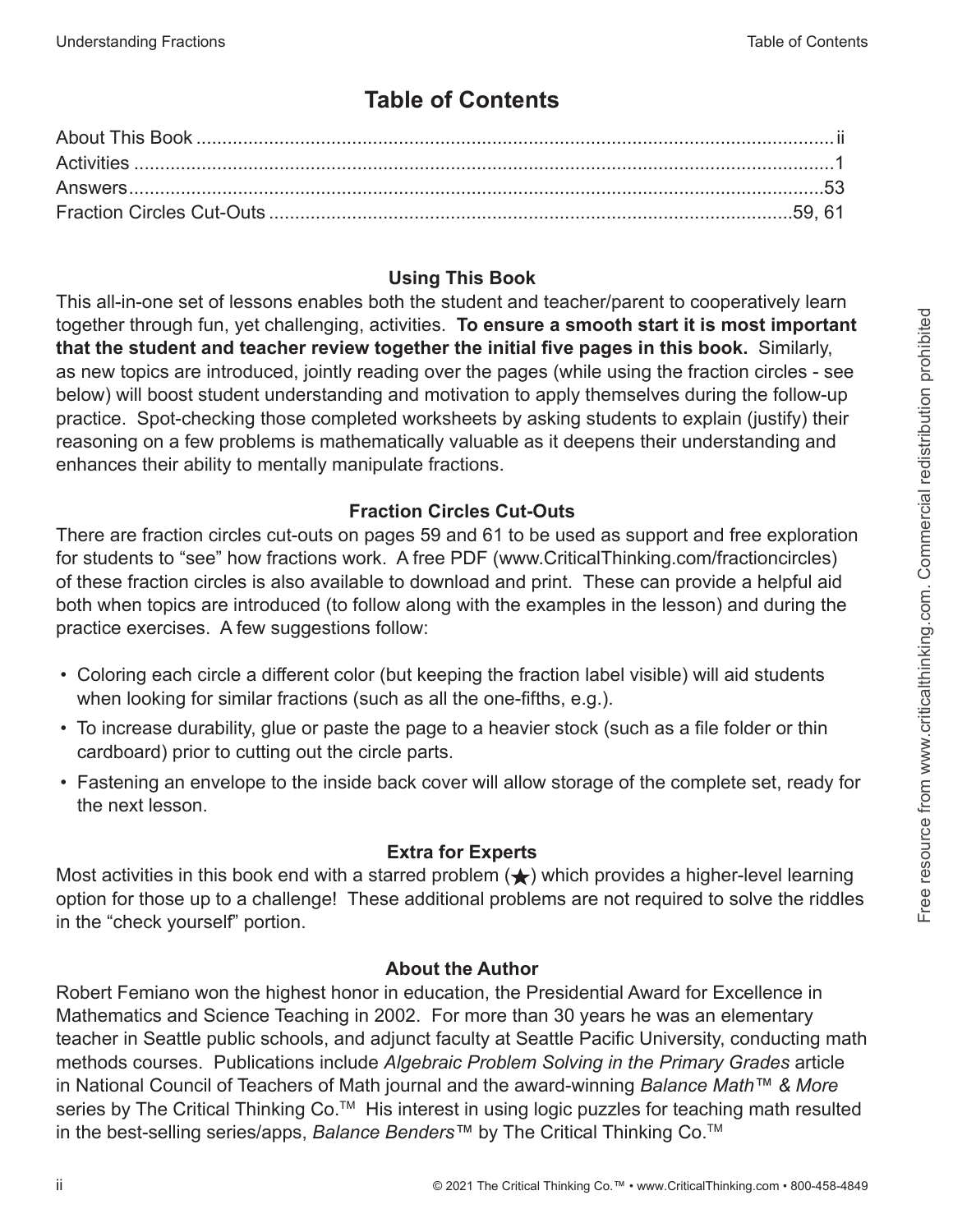# Table of Contents

| | |
|---|---|
| About This Book | ii |
| Activities | 1 |
| Answers | 53 |
| Fraction Circles Cut-Outs | 59, 61 |

### Using This Book

This all-in-one set of lessons enables both the student and teacher/parent to cooperatively learn together through fun, yet challenging, activities. **To ensure a smooth start it is most important that the student and teacher review together the initial five pages in this book.** Similarly, as new topics are introduced, jointly reading over the pages (while using the fraction circles - see below) will boost student understanding and motivation to apply themselves during the follow-up practice. Spot-checking those completed worksheets by asking students to explain (justify) their reasoning on a few problems is mathematically valuable as it deepens their understanding and enhances their ability to mentally manipulate fractions.

### Fraction Circles Cut-Outs

There are fraction circles cut-outs on pages 59 and 61 to be used as support and free exploration for students to "see" how fractions work. A free PDF (www.CriticalThinking.com/fractioncircles) of these fraction circles is also available to download and print. These can provide a helpful aid both when topics are introduced (to follow along with the examples in the lesson) and during the practice exercises. A few suggestions follow:

- Coloring each circle a different color (but keeping the fraction label visible) will aid students when looking for similar fractions (such as all the one-fifths, e.g.).
- To increase durability, glue or paste the page to a heavier stock (such as a file folder or thin cardboard) prior to cutting out the circle parts.
- Fastening an envelope to the inside back cover will allow storage of the complete set, ready for the next lesson.

### Extra for Experts

Most activities in this book end with a starred problem (★) which provides a higher-level learning option for those up to a challenge! These additional problems are not required to solve the riddles in the "check yourself" portion.

### About the Author

Robert Femiano won the highest honor in education, the Presidential Award for Excellence in Mathematics and Science Teaching in 2002. For more than 30 years he was an elementary teacher in Seattle public schools, and adjunct faculty at Seattle Pacific University, conducting math methods courses. Publications include *Algebraic Problem Solving in the Primary Grades* article in National Council of Teachers of Math journal and the award-winning *Balance Math™ & More* series by The Critical Thinking Co.™ His interest in using logic puzzles for teaching math resulted in the best-selling series/apps, *Balance Benders*™ by The Critical Thinking Co.™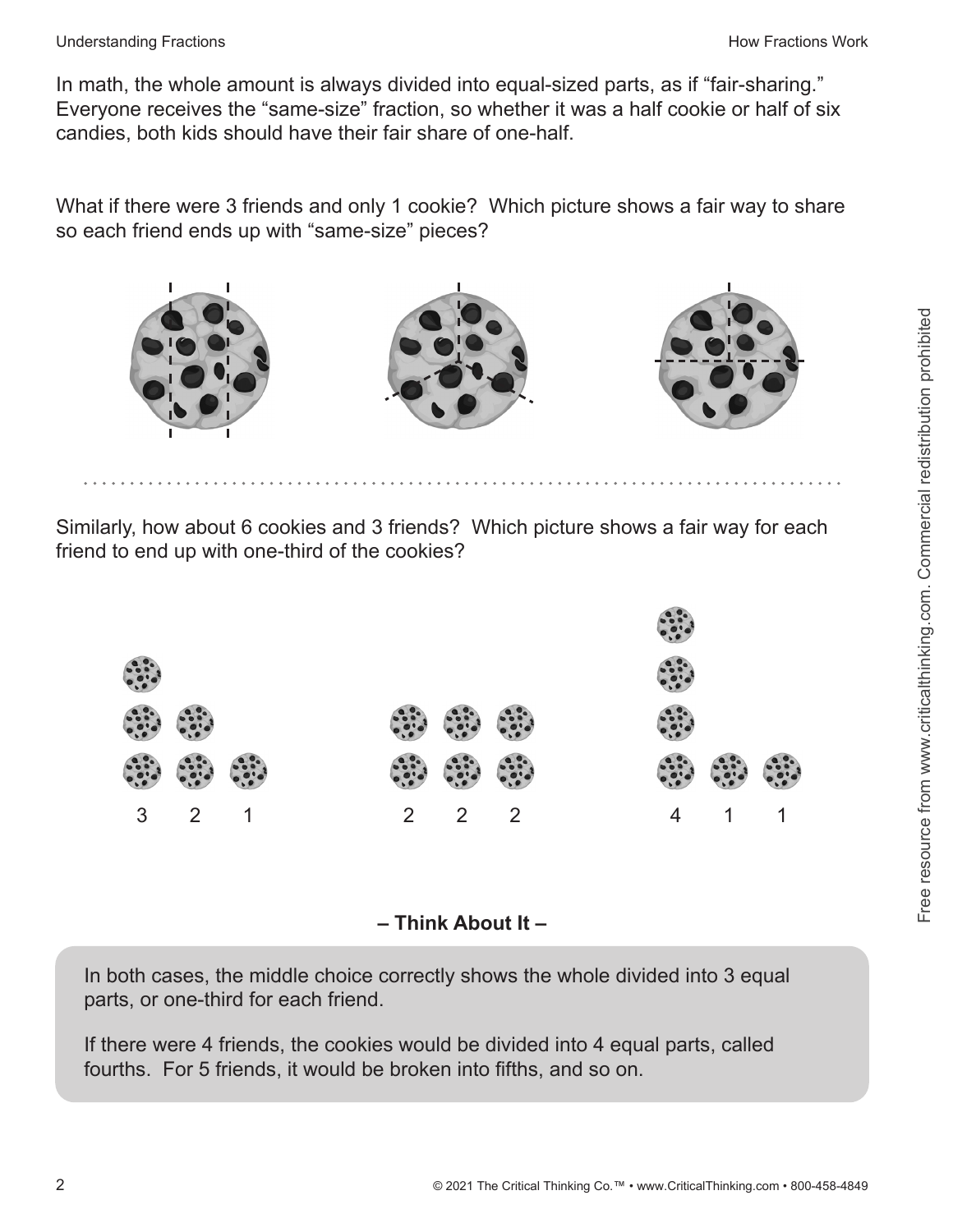In math, the whole amount is always divided into equal-sized parts, as if "fair-sharing." Everyone receives the "same-size" fraction, so whether it was a half cookie or half of six candies, both kids should have their fair share of one-half.

What if there were 3 friends and only 1 cookie? Which picture shows a fair way to share so each friend ends up with "same-size" pieces?

Similarly, how about 6 cookies and 3 friends? Which picture shows a fair way for each friend to end up with one-third of the cookies?

3 2 1

2 2 2

4 1 1

**– Think About It –**

In both cases, the middle choice correctly shows the whole divided into 3 equal parts, or one-third for each friend.

If there were 4 friends, the cookies would be divided into 4 equal parts, called fourths. For 5 friends, it would be broken into fifths, and so on.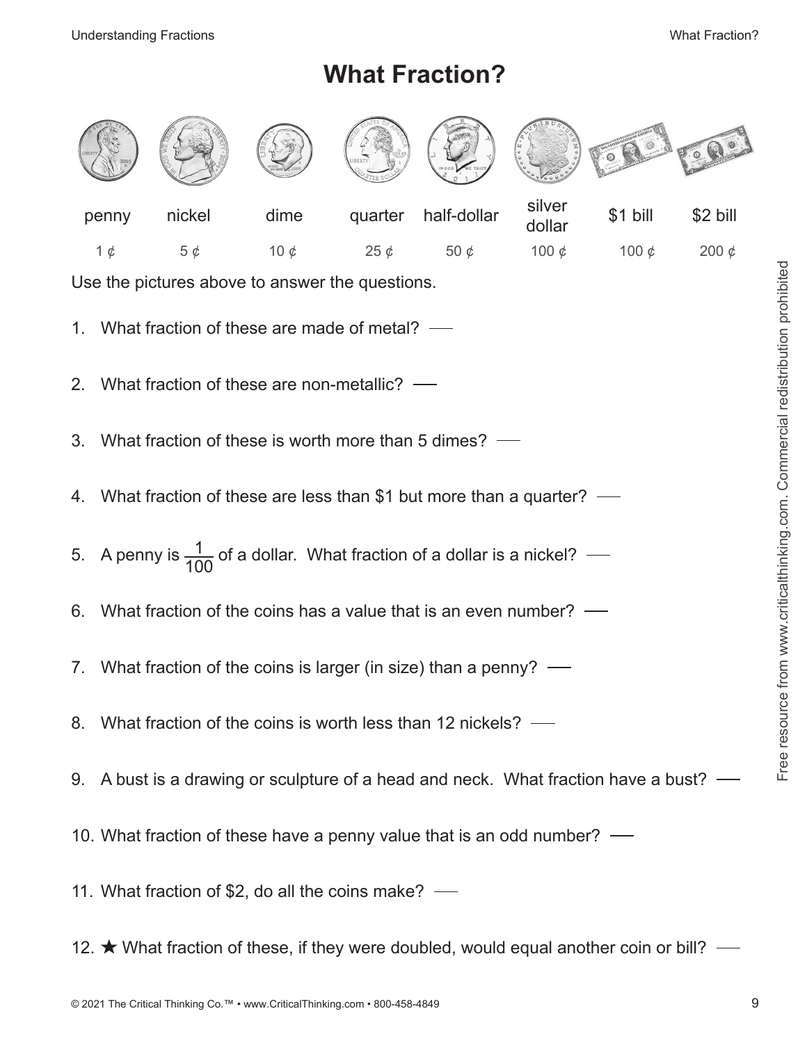# What Fraction?

| penny | nickel | dime | quarter | half-dollar | silver dollar | $1 bill | $2 bill |
|---|---|---|---|---|---|---|---|
| 1 ¢ | 5 ¢ | 10 ¢ | 25 ¢ | 50 ¢ | 100 ¢ | 100 ¢ | 200 ¢ |

Use the pictures above to answer the questions.

1. What fraction of these are made of metal? ___
2. What fraction of these are non-metallic? ___
3. What fraction of these is worth more than 5 dimes? ___
4. What fraction of these are less than $1 but more than a quarter? ___
5. A penny is $\frac{1}{100}$ of a dollar. What fraction of a dollar is a nickel? ___
6. What fraction of the coins has a value that is an even number? ___
7. What fraction of the coins is larger (in size) than a penny? ___
8. What fraction of the coins is worth less than 12 nickels? ___
9. A bust is a drawing or sculpture of a head and neck. What fraction have a bust? ___
10. What fraction of these have a penny value that is an odd number? ___
11. What fraction of $2, do all the coins make? ___
12. ★ What fraction of these, if they were doubled, would equal another coin or bill? ___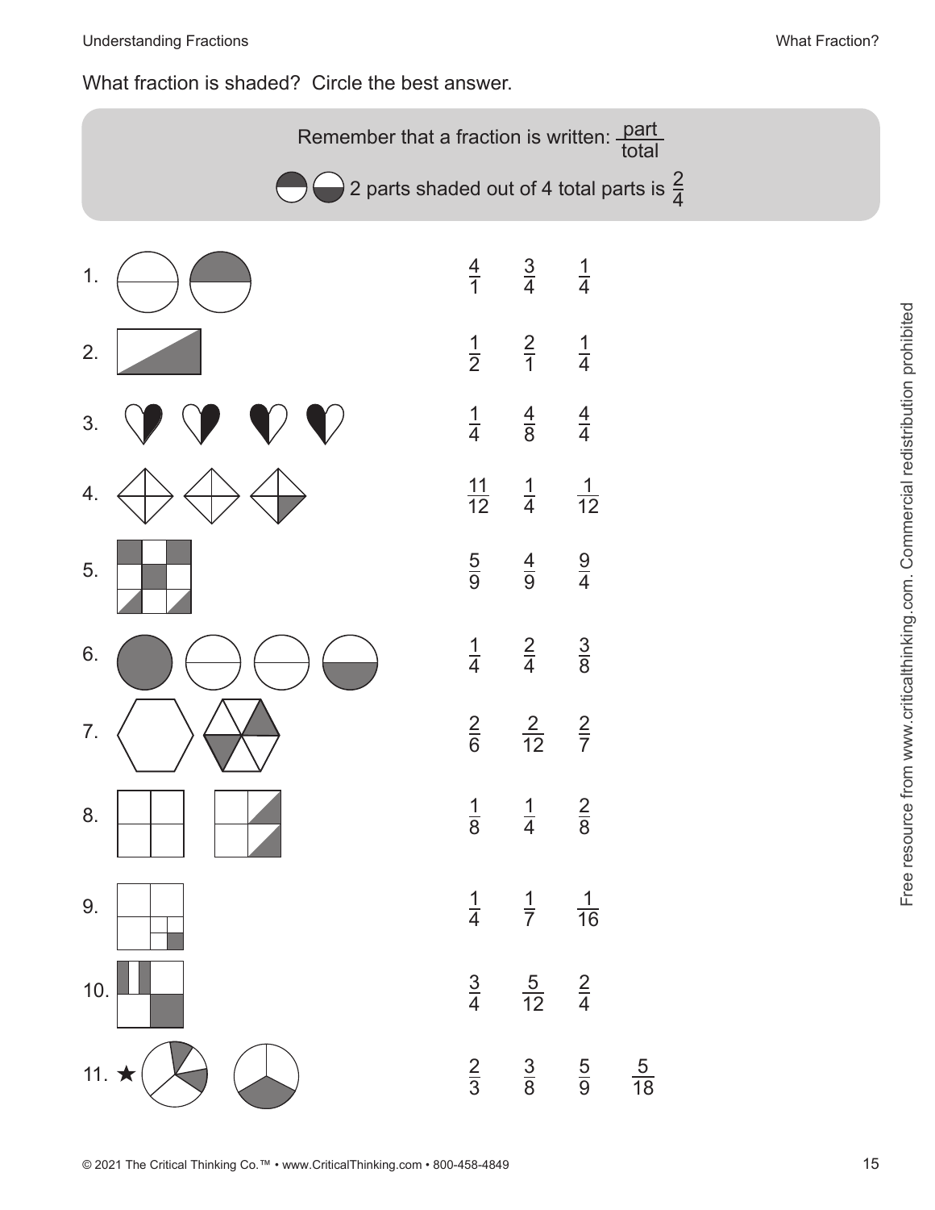What fraction is shaded? Circle the best answer.

Remember that a fraction is written: $\frac{\text{part}}{\text{total}}$

2 parts shaded out of 4 total parts is $\frac{2}{4}$

1. $\frac{4}{1}$ $\frac{3}{4}$ $\frac{1}{4}$

2. $\frac{1}{2}$ $\frac{2}{1}$ $\frac{1}{4}$

3. $\frac{1}{4}$ $\frac{4}{8}$ $\frac{4}{4}$

4. $\frac{11}{12}$ $\frac{1}{4}$ $\frac{1}{12}$

5. $\frac{5}{9}$ $\frac{4}{9}$ $\frac{9}{4}$

6. $\frac{1}{4}$ $\frac{2}{4}$ $\frac{3}{8}$

7. $\frac{2}{6}$ $\frac{2}{12}$ $\frac{2}{7}$

8. $\frac{1}{8}$ $\frac{1}{4}$ $\frac{2}{8}$

9. $\frac{1}{4}$ $\frac{1}{7}$ $\frac{1}{16}$

10. $\frac{3}{4}$ $\frac{5}{12}$ $\frac{2}{4}$

11. ★ $\frac{2}{3}$ $\frac{3}{8}$ $\frac{5}{9}$ $\frac{5}{18}$

Free resource from www.criticalthinking.com. Commercial redistribution prohibited

© 2021 The Critical Thinking Co.™ • www.CriticalThinking.com • 800-458-4849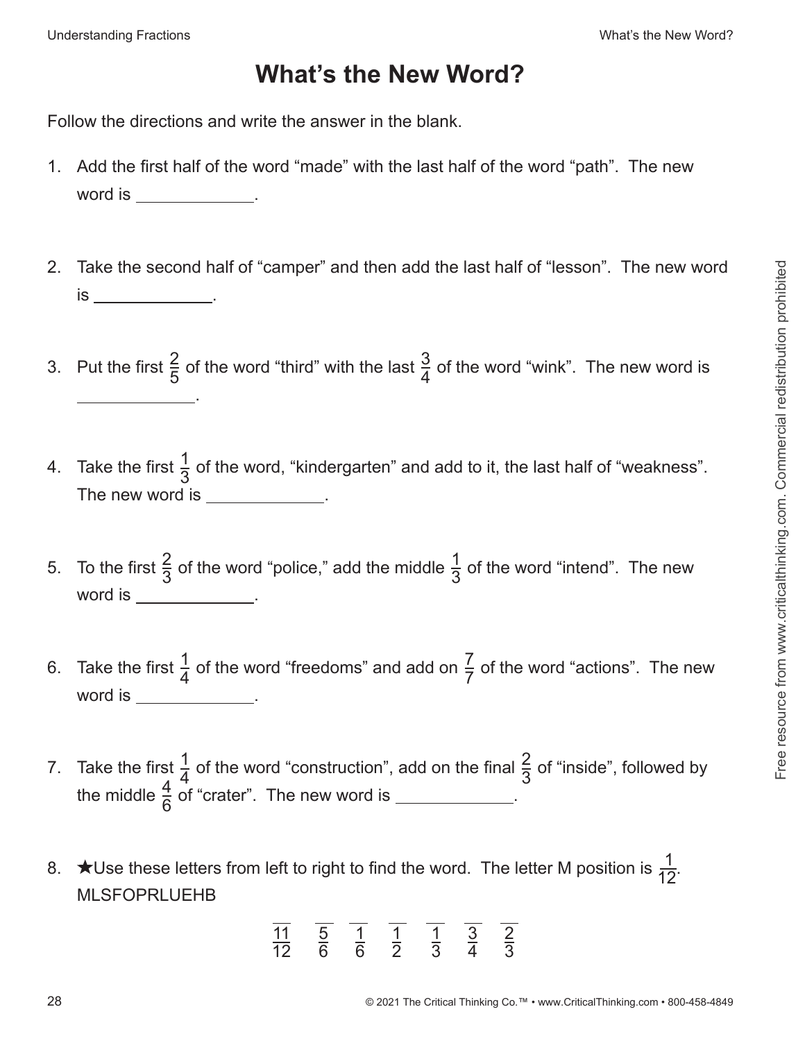# What's the New Word?

Follow the directions and write the answer in the blank.

1. Add the first half of the word "made" with the last half of the word "path". The new word is ____________.

2. Take the second half of "camper" and then add the last half of "lesson". The new word is ____________.

3. Put the first $\frac{2}{5}$ of the word "third" with the last $\frac{3}{4}$ of the word "wink". The new word is ____________.

4. Take the first $\frac{1}{3}$ of the word, "kindergarten" and add to it, the last half of "weakness". The new word is ____________.

5. To the first $\frac{2}{3}$ of the word "police," add the middle $\frac{1}{3}$ of the word "intend". The new word is ____________.

6. Take the first $\frac{1}{4}$ of the word "freedoms" and add on $\frac{7}{7}$ of the word "actions". The new word is ____________.

7. Take the first $\frac{1}{4}$ of the word "construction", add on the final $\frac{2}{3}$ of "inside", followed by the middle $\frac{4}{6}$ of "crater". The new word is ____________.

8. ★Use these letters from left to right to find the word. The letter M position is $\frac{1}{12}$.
   MLSFOPRLUEHB

   $\frac{11}{12}$ $\frac{5}{6}$ $\frac{1}{6}$ $\frac{1}{2}$ $\frac{1}{3}$ $\frac{3}{4}$ $\frac{2}{3}$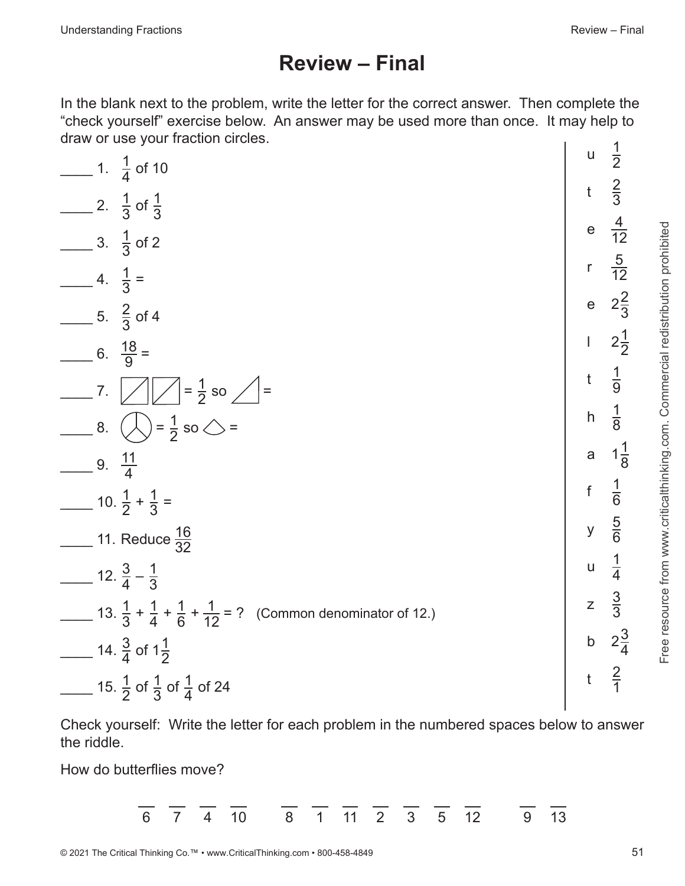# Review – Final

In the blank next to the problem, write the letter for the correct answer. Then complete the "check yourself" exercise below. An answer may be used more than once. It may help to draw or use your fraction circles.

____ 1. $\frac{1}{4}$ of 10

____ 2. $\frac{1}{3}$ of $\frac{1}{3}$

____ 3. $\frac{1}{3}$ of 2

____ 4. $\frac{1}{3}$ =

____ 5. $\frac{2}{3}$ of 4

____ 6. $\frac{18}{9}$ =

____ 7. [two squares, each divided diagonally] = $\frac{1}{2}$ so [triangle] =

____ 8. [circle divided into three parts] = $\frac{1}{2}$ so [one part] =

____ 9. $\frac{11}{4}$

____ 10. $\frac{1}{2} + \frac{1}{3}$ =

____ 11. Reduce $\frac{16}{32}$

____ 12. $\frac{3}{4} - \frac{1}{3}$

____ 13. $\frac{1}{3} + \frac{1}{4} + \frac{1}{6} + \frac{1}{12}$ = ? (Common denominator of 12.)

____ 14. $\frac{3}{4}$ of $1\frac{1}{2}$

____ 15. $\frac{1}{2}$ of $\frac{1}{3}$ of $\frac{1}{4}$ of 24

| | |
|---|---|
| u | $\frac{1}{2}$ |
| t | $\frac{2}{3}$ |
| e | $\frac{4}{12}$ |
| r | $\frac{5}{12}$ |
| e | $2\frac{2}{3}$ |
| l | $2\frac{1}{2}$ |
| t | $\frac{1}{9}$ |
| h | $\frac{1}{8}$ |
| a | $1\frac{1}{8}$ |
| f | $\frac{1}{6}$ |
| y | $\frac{5}{6}$ |
| u | $\frac{1}{4}$ |
| z | $\frac{3}{3}$ |
| b | $2\frac{3}{4}$ |
| t | $\frac{2}{1}$ |

Check yourself: Write the letter for each problem in the numbered spaces below to answer the riddle.

How do butterflies move?

___ ___ ___ ___ &nbsp;&nbsp; ___ ___ ___ ___ ___ ___ ___ &nbsp;&nbsp; ___ ___

6 7 4 10 &nbsp;&nbsp; 8 1 11 2 3 5 12 &nbsp;&nbsp; 9 13

© 2021 The Critical Thinking Co.™ • www.CriticalThinking.com • 800-458-4849

Free resource from www.criticalthinking.com. Commercial redistribution prohibited